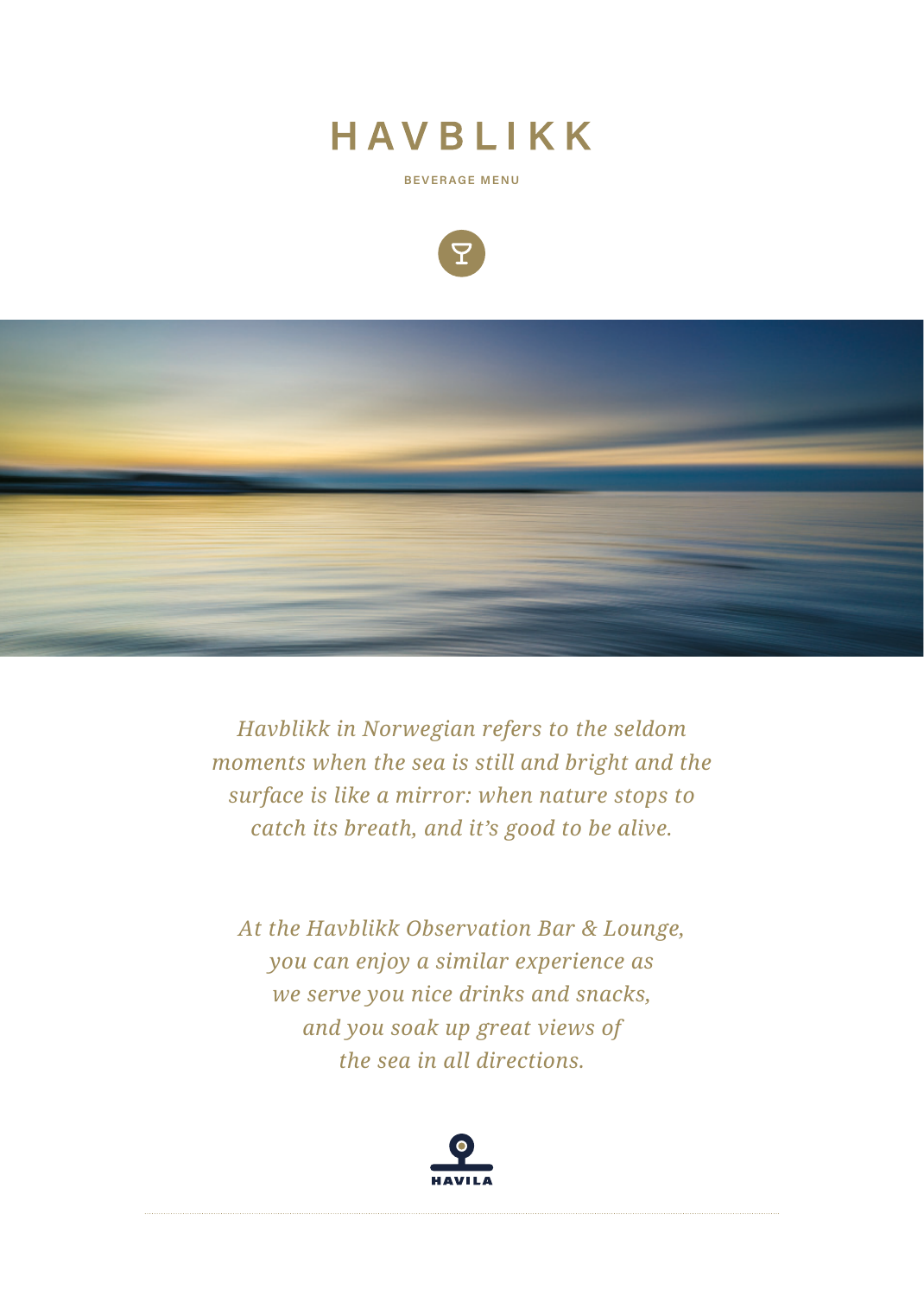# HAVBLIKK

**BEVERAGE MENU**

*Havblikk in Norwegian refers to the seldom moments when the sea is still and bright and the surface is like a mirror: when nature stops to catch its breath, and it's good to be alive.*

*At the Havblikk Observation Bar & Lounge, you can enjoy a similar experience as we serve you nice drinks and snacks, and you soak up great views of the sea in all directions.*

HAVILA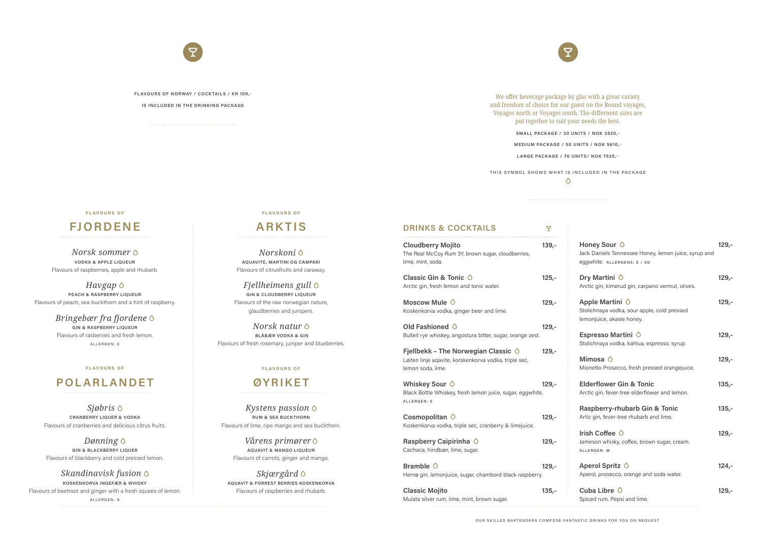FLAVOURS OF NORWAY / COCKTAILS / KR 109,-

IS INCLUDED IN THE DRINKING PACKAGE

FLAVOURS OF

## FJORDENE

*Norsk sommer* ◊
VODKA & APPLE LIQUEUR
Flavours of raspberries, apple and rhubarb.

*Havgap* ◊
PEACH & RASPBERRY LIQUEUR
Flavours of peach, sea buckthorn and a hint of raspberry.

*Bringebær fra fjordene* ◊
GIN & RASPBERRY LIQUEUR
Flavours of rasberries and fresh lemon.
ALLERGEN: E

FLAVOURS OF

## POLARLANDET

*Sjøbris* ◊
CRANBERRY LIQUER & VODKA
Flavours of cranberries and delicious citrus fruits.

*Dønning* ◊
GIN & BLACKBERRY LIQUER
Flavours of blackberry and cold pressed lemon.

*Skandinavisk fusion* ◊
KOSKENKORVA INGEFÆR & WHISKY
Flavours of beetroot and ginger with a fresh squees of lemon.
ALLERGEN: G

FLAVOURS OF

## ARKTIS

*Norskoni* ◊
AQUAVITE, MARTINI OG CAMPARI
Flavours of citrusfruits and caraway.

*Fjellheimens gull* ◊
GIN & CLOUDBERRY LIQUEUR
Flavours of the raw norwegian nature, glaudberries and junipers.

*Norsk natur* ◊
BLÅBÆR VODKA & GIN
Flavours of fresh rosemary, juniper and blueberries.

FLAVOURS OF

## ØYRIKET

*Kystens passion* ◊
RUM & SEA BUCKTHORN
Flavours of lime, ripe mango and sea buckthorn.

*Vårens primører* ◊
AQUAVIT & MANGO LIQUEUR
Flavours of carrots, ginger and mango.

*Skjærgård* ◊
AQUAVIT & FORREST BERRIES KOSKENKORVA
Flavours of raspberries and rhubarb.

We offer beverage package by glas with a great variety and freedom of choice for our guest on the Round voyages, Voyages north or Voyages south. The diffrenent sizes are put together to suit your needs the best.

SMALL PACKAGE / 30 UNITS / NOK 3520,-

MEDIUM PACKAGE / 50 UNITS / NOK 5610,-

LARGE PACKAGE / 70 UNITS/ NOK 7525,-

THIS SYMBOL SHOWS WHAT IS INCLUDED IN THE PACKAGE ◊

## DRINKS & COCKTAILS

**Cloudberry Mojito** — 139,-
The Real McCoy Rum 3Y, brown sugar, cloudberries, lime, mint, soda.

**Classic Gin & Tonic** ◊ — 125,-
Arctic gin, fresh lemon and tonic water.

**Moscow Mule** ◊ — 129,-
Koskenkorva vodka, ginger beer and lime.

**Old Fashioned** ◊ — 129,-
Bulleit rye whiskey, angostura bitter, sugar, orange zest.

**Fjellbekk – The Norwegian Classic** ◊ — 129,-
Løiten linje aqavite, korskenkorva vodka, triple sec, lemon soda, lime.

**Whiskey Sour** ◊ — 129,-
Black Bottle Whiskey, fresh lemon juice, sugar, eggwhite.
ALLERGEN: E

**Cosmopolitan** ◊ — 129,-
Koskenkorva vodka, triple sec, cranberry & limejuice.

**Raspberry Caipirinha** ◊ — 129,-
Cachaca, hindbær, lime, sugar.

**Bramble** ◊ — 129,-
Hernø gin, lemonjuice, sugar, chambord black raspberry.

**Classic Mojito** — 135,-
Mulata silver rum, lime, mint, brown sugar.

**Honey Sour** ◊ — 129,-
Jack Daniels Tennessee Honey, lemon juice, syrup and eggwhite. ALLERGENS: E / SD

**Dry Martini** ◊ — 129,-
Arctic gin, kimerud gin, carpano vermut, olives.

**Apple Martini** ◊ — 129,-
Stolichnaya vodka, sour apple, cold pressed lemonjuice, akasie honey.

**Espresso Martini** ◊ — 129,-
Stolichnaya vodka, kahlua, espresso, syrup.

**Mimosa** ◊ — 129,-
Mionetto Prosecco, fresh pressed orangejuice.

**Elderflower Gin & Tonic** — 135,-
Arctic gin, fever-tree elderflower and lemon.

**Raspberry-rhubarb Gin & Tonic** — 135,-
Artic gin, fever-tree rhubarb and lime.

**Irish Coffee** ◊ — 129,-
Jameson whisky, coffee, brown sugar, cream.
ALLERGEN: M

**Aperol Spritz** ◊ — 124,-
Aperol, prosecco, orange and soda water.

**Cuba Libre** ◊ — 129,-
Spiced rum, Pepsi and lime.

OUR SKILLED BARTENDERS COMPOSE FANTASTIC DRINKS FOR YOU ON REQUEST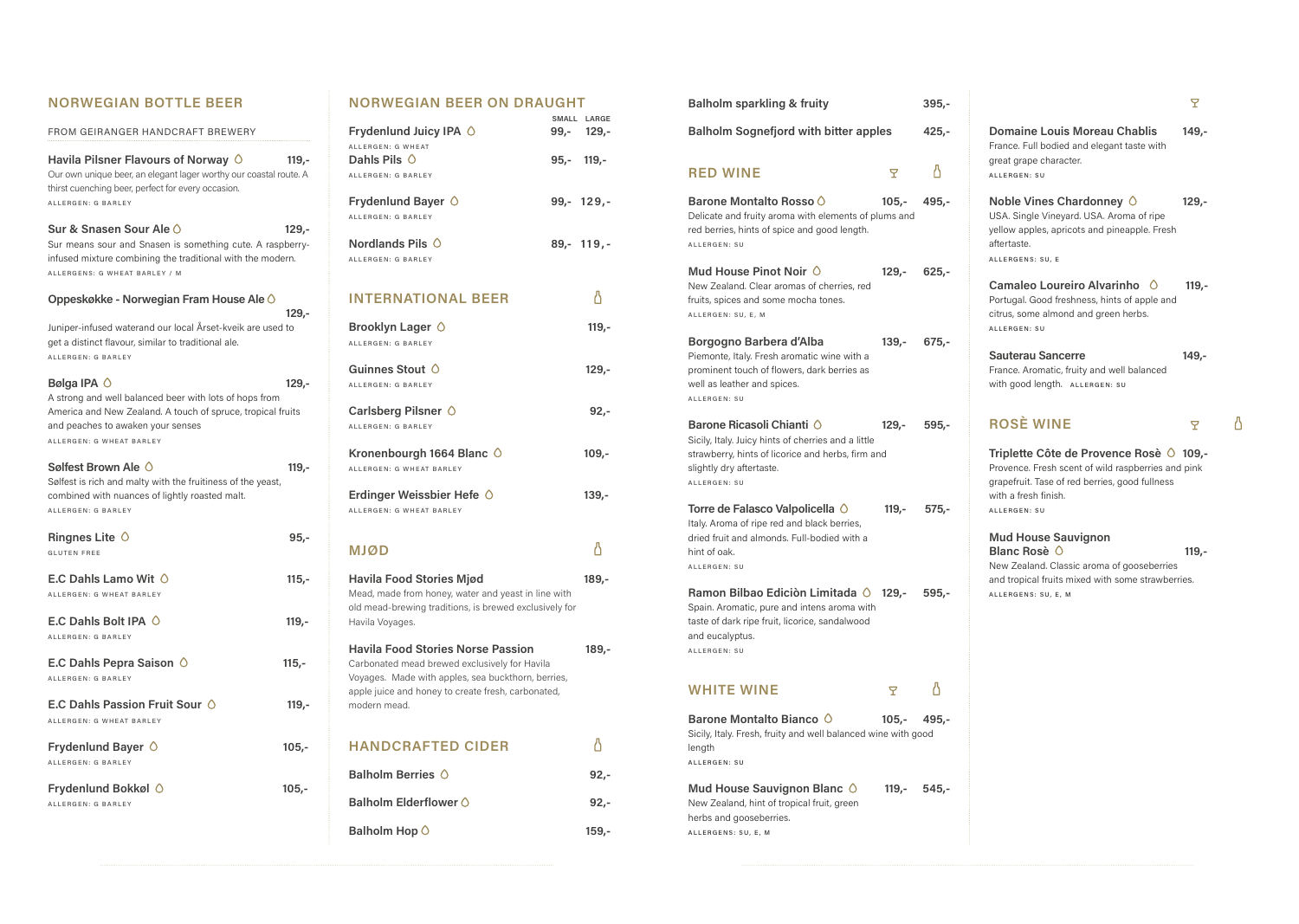## NORWEGIAN BOTTLE BEER

FROM GEIRANGER HANDCRAFT BREWERY

**Havila Pilsner Flavours of Norway** — 119,-
Our own unique beer, an elegant lager worthy our coastal route. A thirst cuenching beer, perfect for every occasion.
ALLERGEN: G BARLEY

**Sur & Snasen Sour Ale** — 129,-
Sur means sour and Snasen is something cute. A raspberry-infused mixture combining the traditional with the modern.
ALLERGENS: G WHEAT BARLEY / M

**Oppeskøkke - Norwegian Fram House Ale** — 129,-
Juniper-infused waterand our local Årset-kveik are used to get a distinct flavour, similar to traditional ale.
ALLERGEN: G BARLEY

**Bølga IPA** — 129,-
A strong and well balanced beer with lots of hops from America and New Zealand. A touch of spruce, tropical fruits and peaches to awaken your senses
ALLERGEN: G WHEAT BARLEY

**Sølfest Brown Ale** — 119,-
Sølfest is rich and malty with the fruitiness of the yeast, combined with nuances of lightly roasted malt.
ALLERGEN: G BARLEY

**Ringnes Lite** — 95,-
GLUTEN FREE

**E.C Dahls Lamo Wit** — 115,-
ALLERGEN: G WHEAT BARLEY

**E.C Dahls Bolt IPA** — 119,-
ALLERGEN: G BARLEY

**E.C Dahls Pepra Saison** — 115,-
ALLERGEN: G BARLEY

**E.C Dahls Passion Fruit Sour** — 119,-
ALLERGEN: G WHEAT BARLEY

**Frydenlund Bayer** — 105,-
ALLERGEN: G BARLEY

**Frydenlund Bokkøl** — 105,-
ALLERGEN: G BARLEY

## NORWEGIAN BEER ON DRAUGHT

| | SMALL | LARGE |
|---|---|---|
| **Frydenlund Juicy IPA** ALLERGEN: G WHEAT | 99,- | 129,- |
| **Dahls Pils** ALLERGEN: G BARLEY | 95,- | 119,- |
| **Frydenlund Bayer** ALLERGEN: G BARLEY | 99,- | 129,- |
| **Nordlands Pils** ALLERGEN: G BARLEY | 89,- | 119,- |

## INTERNATIONAL BEER

**Brooklyn Lager** — 119,-
ALLERGEN: G BARLEY

**Guinnes Stout** — 129,-
ALLERGEN: G BARLEY

**Carlsberg Pilsner** — 92,-
ALLERGEN: G BARLEY

**Kronenbourgh 1664 Blanc** — 109,-
ALLERGEN: G WHEAT BARLEY

**Erdinger Weissbier Hefe** — 139,-
ALLERGEN: G WHEAT BARLEY

## MJØD

**Havila Food Stories Mjød** — 189,-
Mead, made from honey, water and yeast in line with old mead-brewing traditions, is brewed exclusively for Havila Voyages.

**Havila Food Stories Norse Passion** — 189,-
Carbonated mead brewed exclusively for Havila Voyages. Made with apples, sea buckthorn, berries, apple juice and honey to create fresh, carbonated, modern mead.

## HANDCRAFTED CIDER

**Balholm Berries** — 92,-

**Balholm Elderflower** — 92,-

**Balholm Hop** — 159,-

**Balholm sparkling & fruity** — 395,-

**Balholm Sognefjord with bitter apples** — 425,-

## RED WINE

| | Glass | Bottle |
|---|---|---|
| **Barone Montalto Rosso** — Delicate and fruity aroma with elements of plums and red berries, hints of spice and good length. ALLERGEN: SU | 105,- | 495,- |
| **Mud House Pinot Noir** — New Zealand. Clear aromas of cherries, red fruits, spices and some mocha tones. ALLERGEN: SU, E, M | 129,- | 625,- |
| **Borgogno Barbera d'Alba** — Piemonte, Italy. Fresh aromatic wine with a prominent touch of flowers, dark berries as well as leather and spices. ALLERGEN: SU | 139,- | 675,- |
| **Barone Ricasoli Chianti** — Sicily, Italy. Juicy hints of cherries and a little strawberry, hints of licorice and herbs, firm and slightly dry aftertaste. ALLERGEN: SU | 129,- | 595,- |
| **Torre de Falasco Valpolicella** — Italy. Aroma of ripe red and black berries, dried fruit and almonds. Full-bodied with a hint of oak. ALLERGEN: SU | 119,- | 575,- |
| **Ramon Bilbao Ediciòn Limitada** — Spain. Aromatic, pure and intens aroma with taste of dark ripe fruit, licorice, sandalwood and eucalyptus. ALLERGEN: SU | 129,- | 595,- |

## WHITE WINE

| | Glass | Bottle |
|---|---|---|
| **Barone Montalto Bianco** — Sicily, Italy. Fresh, fruity and well balanced wine with good length. ALLERGEN: SU | 105,- | 495,- |
| **Mud House Sauvignon Blanc** — New Zealand, hint of tropical fruit, green herbs and gooseberries. ALLERGENS: SU, E, M | 119,- | 545,- |
| **Domaine Louis Moreau Chablis** — France. Full bodied and elegant taste with great grape character. ALLERGEN: SU | 149,- | |
| **Noble Vines Chardonney** — USA. Single Vineyard. USA. Aroma of ripe yellow apples, apricots and pineapple. Fresh aftertaste. ALLERGENS: SU, E | 129,- | |
| **Camaleo Loureiro Alvarinho** — Portugal. Good freshness, hints of apple and citrus, some almond and green herbs. ALLERGEN: SU | 119,- | |
| **Sauterau Sancerre** — France. Aromatic, fruity and well balanced with good length. ALLERGEN: SU | 149,- | |

## ROSÈ WINE

| | Glass | Bottle |
|---|---|---|
| **Triplette Côte de Provence Rosè** — Provence. Fresh scent of wild raspberries and pink grapefruit. Tase of red berries, good fullness with a fresh finish. ALLERGEN: SU | 109,- | |
| **Mud House Sauvignon Blanc Rosè** — New Zealand. Classic aroma of gooseberries and tropical fruits mixed with some strawberries. ALLERGENS: SU, E, M | 119,- | |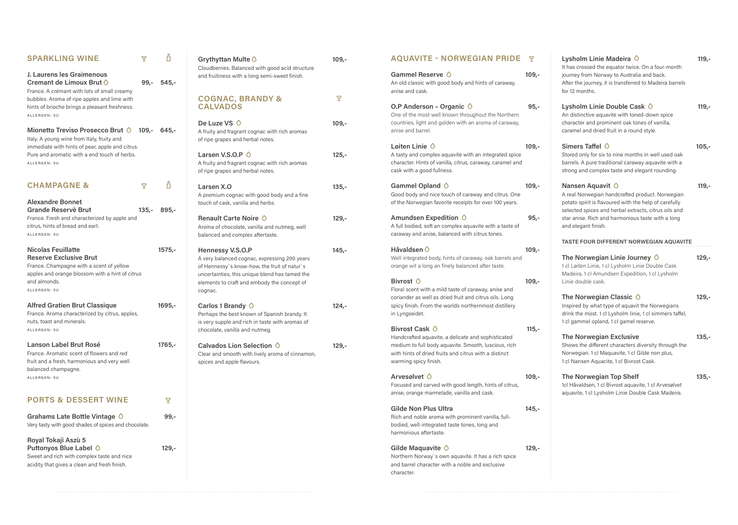## SPARKLING WINE

**J. Laurens les Graimenous Cremant de Limoux Brut** — 99,- / 545,-
France. A crémant with lots of small creamy bubbles. Aroma of ripe apples and lime with hints of brioche brings a pleasant freshness.
ALLERGEN: SU

**Mionetto Treviso Prosecco Brut** — 109,- / 645,-
Italy. A young wine from Italy, fruity and immediate with hints of pear, apple and citrus. Pure and aromatic with a end touch of herbs.
ALLERGEN: SU

## CHAMPAGNE &

**Alexandre Bonnet Grande Reservè Brut** — 135,- / 895,-
France. Fresh and characterized by apple and citrus, hints of bread and eart.
ALLERGEN: SU

**Nicolas Feuillatte Reserve Exclusive Brut** — 1575,-
France. Champagne with a scent of yellow apples and orange blossom with a hint of citrus and almonds.
ALLERGEN: SU

**Alfred Gratien Brut Classique** — 1695,-
France. Aroma characterized by citrus, apples, nuts, toast and minerals.
ALLERGEN: SU

**Lanson Label Brut Rosé** — 1765,-
France. Aromatic scent of flowers and red fruit and a fresh, harmonious and very well balanced champagne.
ALLERGEN: SU

## PORTS & DESSERT WINE

**Grahams Late Bottle Vintage** — 99,-
Very tasty with good shades of spices and chocolate.

**Royal Tokaji Aszù 5 Puttonyos Blue Label** — 129,-
Sweet and rich with complex taste and nice acidity that gives a clean and fresh finish.

**Grythyttan Multe** — 109,-
Cloudberries. Balanced with good acid structure and fruitiness with a long semi-sweet finish.

## COGNAC, BRANDY & CALVADOS

**De Luze VS** — 109,-
A fruity and fragrant cognac with rich aromas of ripe grapes and herbal notes.

**Larsen V.S.O.P** — 125,-
A fruity and fragrant cognac with rich aromas of ripe grapes and herbal notes.

**Larsen X.O** — 135,-
A premium cognac with good body and a fine touch of cask, vanilla and herbs.

**Renault Carte Noire** — 129,-
Aroma of chocolate, vanilla and nutmeg, well balanced and complex aftertaste.

**Hennessy V.S.O.P** — 145,-
A very balanced cognac, expressing 200 years of Hennessy`s know-how, the fruit of natur`s uncertainties, this unique blend has tamed the elements to craft and embody the concept of cognac.

**Carlos 1 Brandy** — 124,-
Perhaps the best known of Spanish brandy. It is very supple and rich in taste with aromas of chocolate, vanilla and nutmeg.

**Calvados Lion Selection** — 129,-
Clear and smooth with lively aroma of cinnamon, spices and apple flavours.

## AQUAVITE - NORWEGIAN PRIDE

**Gammel Reserve** — 109,-
An old classic with good body and hints of caraway, anise and cask.

**O.P Anderson – Organic** — 95,-
One of the most well known throughout the Northern countries, light and golden with an aroma of caraway, anise and barrel.

**Løiten Linie** — 109,-
A tasty and complex aquavite with an integrated spice character. Hints of vanilla, citrus, caraway, caramel and cask with a good fullness.

**Gammel Opland** — 109,-
Good body and nice touch of caraway and citrus. One of the Norwegian favorite receipts for over 100 years.

**Amundsen Expedition** — 95,-
A full bodied, soft an complex aquavite with a taste of caraway and anise, balanced with citrus tones.

**Håvaldsen** — 109,-
Well integrated body, hints of caraway, oak barrels and orange wit a long an finely balanced after taste.

**Bivrost** — 109,-
Floral scent with a mild taste of caraway, anise and coriander as well as dried fruit and citrus oils. Long spicy finish. From the worlds northernmost distillery in Lyngseidet.

**Bivrost Cask** — 115,-
Handcrafted aquavite, a delicate and sophisticated medium to full body aquavite. Smooth, luscious, rich with hints of dried fruits and citrus with a distinct warming spicy finish.

**Arvesølvet** — 109,-
Focused and carved with good length, hints of citrus, anise, orange marmelade, vanilla and cask.

**Gilde Non Plus Ultra** — 145,-
Rich and noble aroma with prominent vanilla, full-bodied, well-integrated taste tones, long and harmonious aftertaste.

**Gilde Maquavite** — 129,-
Northern Norway`s own aquavite. It has a rich spice and barrel character with a noble and exclusive character.

**Lysholm Linie Madeira** — 119,-
It has crossed the equator twice. On a four-month journey from Norway to Australia and back. After the journey, it is transferred to Madeira barrels for 12 months.

**Lysholm Linie Double Cask** — 119,-
An distinctive aquavite with toned-down spice character and prominent oak tones of vanilla, caramel and dried fruit in a round style.

**Simers Taffel** — 105,-
Stored only for six to nine months in well used oak barrels. A pure traditional caraway aquavite with a strong and complex taste and elegant rounding.

**Nansen Aquavit** — 119,-
A real Norwegian handcrafted product. Norwegian potato spirit is flavoured with the help of carefully selected spices and herbal extracts, citrus oils and star anise. Rich and harmonious taste with a long and elegant finish.

### TASTE FOUR DIFFERENT NORWEGIAN AQUAVITE

**The Norwegian Linie Journey** — 129,-
1 cl Løiten Linie, 1 cl Lysholm Linie Double Cask Madeira, 1 cl Amundsen Expedition, 1 cl Lysholm Linie double cask.

**The Norwegian Classic** — 129,-
Inspired by what type of aquavit the Norwegians drink the most. 1 cl Lysholm linie, 1 cl simmers taffel, 1 cl gammel opland, 1 cl gamel reserve.

**The Norwegian Exclusive** — 135,-
Shows the different characters diversity through the Norwegian. 1 cl Maquavite, 1 cl Gilde non plus, 1 cl Nansen Aquacite, 1 cl Bivrost Cask.

**The Norwegian Top Shelf** — 135,-
1cl Håvaldsen, 1 cl Bivrost aquavite, 1 cl Arvesølvet aquavite, 1 cl Lysholm Linie Double Cask Madeira.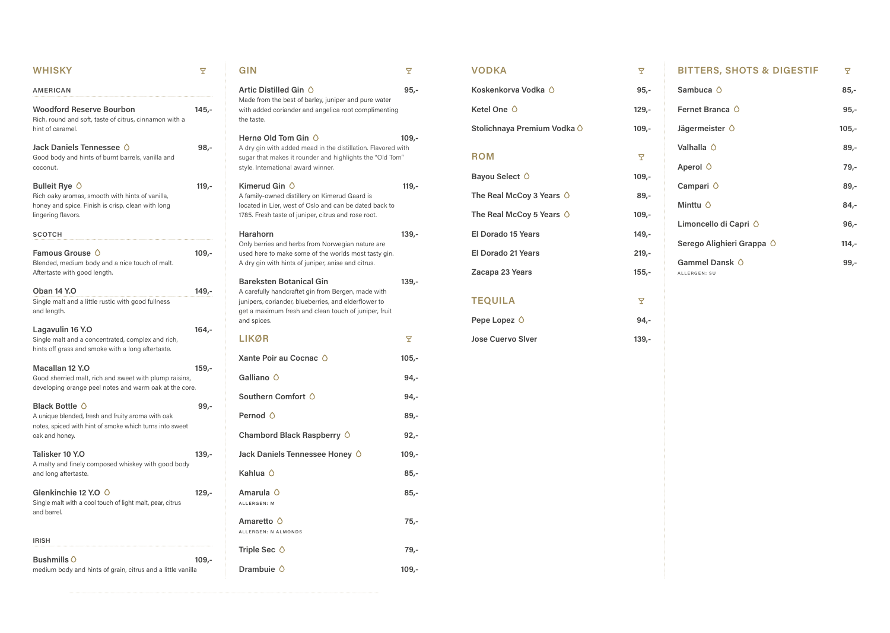## WHISKY

### AMERICAN

**Woodford Reserve Bourbon** 145,-
Rich, round and soft, taste of citrus, cinnamon with a hint of caramel.

**Jack Daniels Tennessee** 98,-
Good body and hints of burnt barrels, vanilla and coconut.

**Bulleit Rye** 119,-
Rich oaky aromas, smooth with hints of vanilla, honey and spice. Finish is crisp, clean with long lingering flavors.

### SCOTCH

**Famous Grouse** 109,-
Blended, medium body and a nice touch of malt. Aftertaste with good length.

**Oban 14 Y.O** 149,-
Single malt and a little rustic with good fullness and length.

**Lagavulin 16 Y.O** 164,-
Single malt and a concentrated, complex and rich, hints off grass and smoke with a long aftertaste.

**Macallan 12 Y.O** 159,-
Good sherried malt, rich and sweet with plump raisins, developing orange peel notes and warm oak at the core.

**Black Bottle** 99,-
A unique blended, fresh and fruity aroma with oak notes, spiced with hint of smoke which turns into sweet oak and honey.

**Talisker 10 Y.O** 139,-
A malty and finely composed whiskey with good body and long aftertaste.

**Glenkinchie 12 Y.O** 129,-
Single malt with a cool touch of light malt, pear, citrus and barrel.

### IRISH

**Bushmills** 109,-
medium body and hints of grain, citrus and a little vanilla

## GIN

**Artic Distilled Gin** 95,-
Made from the best of barley, juniper and pure water with added coriander and angelica root complimenting the taste.

**Hernø Old Tom Gin** 109,-
A dry gin with added mead in the distillation. Flavored with sugar that makes it rounder and highlights the "Old Tom" style. International award winner.

**Kimerud Gin** 119,-
A family-owned distillery on Kimerud Gaard is located in Lier, west of Oslo and can be dated back to 1785. Fresh taste of juniper, citrus and rose root.

**Harahorn** 139,-
Only berries and herbs from Norwegian nature are used here to make some of the worlds most tasty gin. A dry gin with hints of juniper, anise and citrus.

**Bareksten Botanical Gin** 139,-
A carefully handcraftet gin from Bergen, made with junipers, coriander, blueberries, and elderflower to get a maximum fresh and clean touch of juniper, fruit and spices.

## LIKØR

| Item | Price |
|---|---|
| Xante Poir au Cocnac | 105,- |
| Galliano | 94,- |
| Southern Comfort | 94,- |
| Pernod | 89,- |
| Chambord Black Raspberry | 92,- |
| Jack Daniels Tennessee Honey | 109,- |
| Kahlua | 85,- |
| Amarula (ALLERGEN: M) | 85,- |
| Amaretto (ALLERGEN: N ALMONDS) | 75,- |
| Triple Sec | 79,- |
| Drambuie | 109,- |

## VODKA

| Item | Price |
|---|---|
| Koskenkorva Vodka | 95,- |
| Ketel One | 129,- |
| Stolichnaya Premium Vodka | 109,- |

## ROM

| Item | Price |
|---|---|
| Bayou Select | 109,- |
| The Real McCoy 3 Years | 89,- |
| The Real McCoy 5 Years | 109,- |
| El Dorado 15 Years | 149,- |
| El Dorado 21 Years | 219,- |
| Zacapa 23 Years | 155,- |

## TEQUILA

| Item | Price |
|---|---|
| Pepe Lopez | 94,- |
| Jose Cuervo Slver | 139,- |

## BITTERS, SHOTS & DIGESTIF

| Item | Price |
|---|---|
| Sambuca | 85,- |
| Fernet Branca | 95,- |
| Jägermeister | 105,- |
| Valhalla | 89,- |
| Aperol | 79,- |
| Campari | 89,- |
| Minttu | 84,- |
| Limoncello di Capri | 96,- |
| Serego Alighieri Grappa | 114,- |
| Gammel Dansk (ALLERGEN: SU) | 99,- |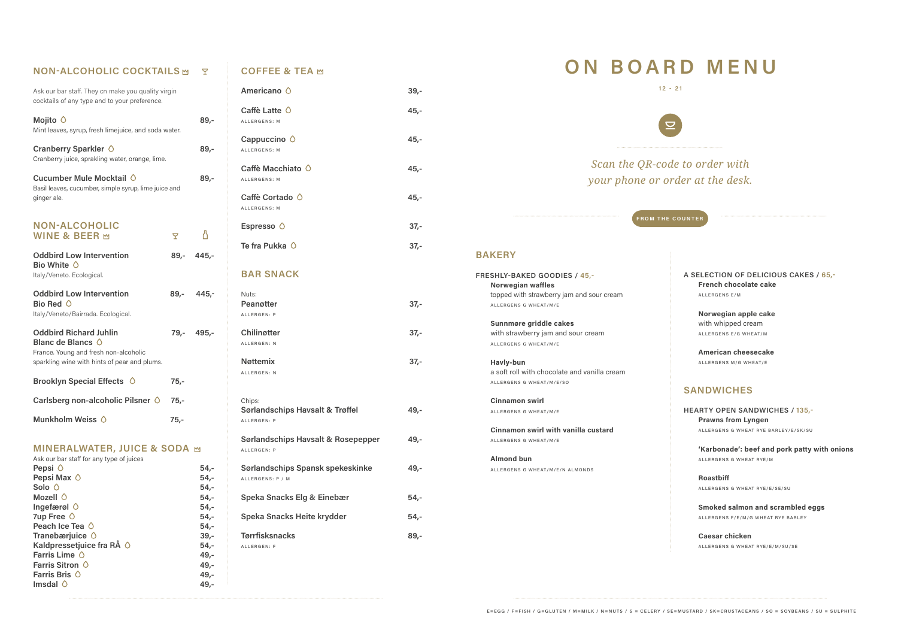## NON-ALCOHOLIC COCKTAILS

Ask our bar staff. They cn make you quality virgin cocktails of any type and to your preference.

**Mojito** 89,-
Mint leaves, syrup, fresh limejuice, and soda water.

**Cranberry Sparkler** 89,-
Cranberry juice, sprakling water, orange, lime.

**Cucumber Mule Mocktail** 89,-
Basil leaves, cucumber, simple syrup, lime juice and ginger ale.

## NON-ALCOHOLIC WINE & BEER

| | Glass | Bottle |
|---|---|---|
| **Oddbird Low Intervention Bio White**<br>Italy/Veneto. Ecological. | 89,- | 445,- |
| **Oddbird Low Intervention Bio Red**<br>Italy/Veneto/Bairrada. Ecological. | 89,- | 445,- |
| **Oddbird Richard Juhlin Blanc de Blancs**<br>France. Young and fresh non-alcoholic sparkling wine with hints of pear and plums. | 79,- | 495,- |
| **Brooklyn Special Effects** | 75,- | |
| **Carlsberg non-alcoholic Pilsner** | 75,- | |
| **Munkholm Weiss** | 75,- | |

## MINERALWATER, JUICE & SODA

Ask our bar staff for any type of juices

| | |
|---|---|
| **Pepsi** | 54,- |
| **Pepsi Max** | 54,- |
| **Solo** | 54,- |
| **Mozell** | 54,- |
| **Ingefærøl** | 54,- |
| **7up Free** | 54,- |
| **Peach Ice Tea** | 54,- |
| **Tranebærjuice** | 39,- |
| **Kaldpressetjuice fra RÅ** | 54,- |
| **Farris Lime** | 49,- |
| **Farris Sitron** | 49,- |
| **Farris Bris** | 49,- |
| **Imsdal** | 49,- |

## COFFEE & TEA

| | |
|---|---|
| **Americano** | 39,- |
| **Caffè Latte**<br>ALLERGENS: M | 45,- |
| **Cappuccino**<br>ALLERGENS: M | 45,- |
| **Caffè Macchiato**<br>ALLERGENS: M | 45,- |
| **Caffè Cortado**<br>ALLERGENS: M | 45,- |
| **Espresso** | 37,- |
| **Te fra Pukka** | 37,- |

## BAR SNACK

Nuts:

| | |
|---|---|
| **Peanøtter**<br>ALLERGEN: P | 37,- |
| **Chilinøtter**<br>ALLERGEN: N | 37,- |
| **Nøttemix**<br>ALLERGEN: N | 37,- |

Chips:

| | |
|---|---|
| **Sørlandschips Havsalt & Trøffel**<br>ALLERGEN: P | 49,- |
| **Sørlandschips Havsalt & Rosepepper**<br>ALLERGEN: P | 49,- |
| **Sørlandschips Spansk spekeskinke**<br>ALLERGENS: P / M | 49,- |
| **Speka Snacks Elg & Einebær** | 54,- |
| **Speka Snacks Heite krydder** | 54,- |
| **Tørrfisksnacks**<br>ALLERGEN: F | 89,- |

# ON BOARD MENU

12 - 21

*Scan the QR-code to order with your phone or order at the desk.*

FROM THE COUNTER

## BAKERY

**FRESHLY-BAKED GOODIES / 45,-**

**Norwegian waffles**
topped with strawberry jam and sour cream
ALLERGENS G WHEAT/M/E

**Sunnmøre griddle cakes**
with strawberry jam and sour cream
ALLERGENS G WHEAT/M/E

**Havly-bun**
a soft roll with chocolate and vanilla cream
ALLERGENS G WHEAT/M/E/SO

**Cinnamon swirl**
ALLERGENS G WHEAT/M/E

**Cinnamon swirl with vanilla custard**
ALLERGENS G WHEAT/M/E

**Almond bun**
ALLERGENS G WHEAT/M/E/N ALMONDS

**A SELECTION OF DELICIOUS CAKES / 65,-**

**French chocolate cake**
ALLERGENS E/M

**Norwegian apple cake**
with whipped cream
ALLERGENS E/G WHEAT/M

**American cheesecake**
ALLERGENS M/G WHEAT/E

## SANDWICHES

**HEARTY OPEN SANDWICHES / 135,-**

**Prawns from Lyngen**
ALLERGENS G WHEAT RYE BARLEY/E/SK/SU

**'Karbonade': beef and pork patty with onions**
ALLERGENS G WHEAT RYE/M

**Roastbiff**
ALLERGENS G WHEAT RYE/E/SE/SU

**Smoked salmon and scrambled eggs**
ALLERGENS F/E/M/G WHEAT RYE BARLEY

**Caesar chicken**
ALLERGENS G WHEAT RYE/E/M/SU/SE

E=EGG / F=FISH / G=GLUTEN / M=MILK / N=NUTS / S = CELERY / SE=MUSTARD / SK=CRUSTACEANS / SO = SOYBEANS / SU = SULPHITE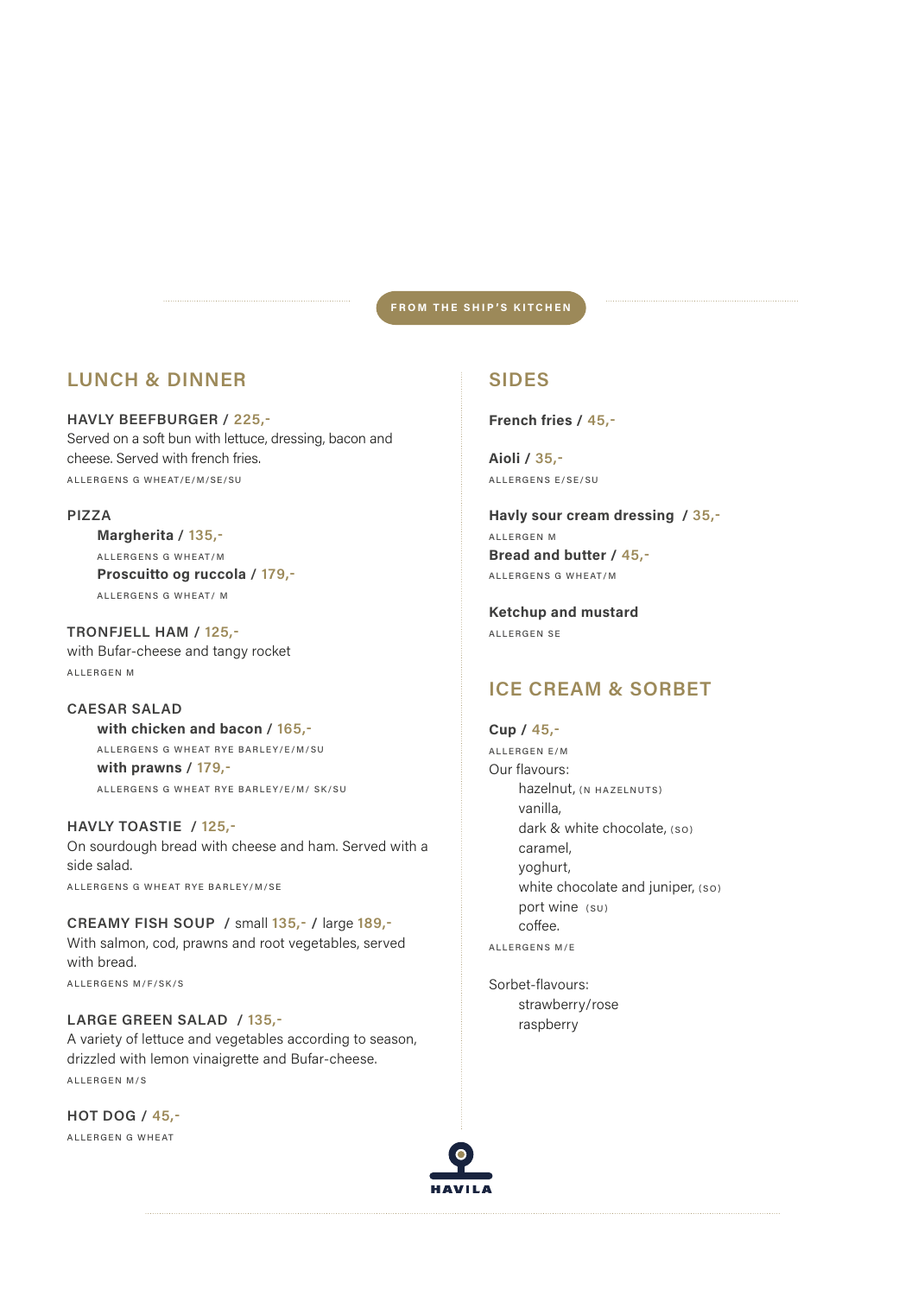FROM THE SHIP'S KITCHEN

## LUNCH & DINNER

**HAVLY BEEFBURGER / 225,-**
Served on a soft bun with lettuce, dressing, bacon and cheese. Served with french fries.
ALLERGENS G WHEAT/E/M/SE/SU

**PIZZA**

- **Margherita / 135,-**
  ALLERGENS G WHEAT/M
- **Proscuitto og ruccola / 179,-**
  ALLERGENS G WHEAT/ M

**TRONFJELL HAM / 125,-**
with Bufar-cheese and tangy rocket
ALLERGEN M

**CAESAR SALAD**

- **with chicken and bacon / 165,-**
  ALLERGENS G WHEAT RYE BARLEY/E/M/SU
- **with prawns / 179,-**
  ALLERGENS G WHEAT RYE BARLEY/E/M/ SK/SU

**HAVLY TOASTIE / 125,-**
On sourdough bread with cheese and ham. Served with a side salad.
ALLERGENS G WHEAT RYE BARLEY/M/SE

**CREAMY FISH SOUP / small 135,- / large 189,-**
With salmon, cod, prawns and root vegetables, served with bread.
ALLERGENS M/F/SK/S

**LARGE GREEN SALAD / 135,-**
A variety of lettuce and vegetables according to season, drizzled with lemon vinaigrette and Bufar-cheese.
ALLERGEN M/S

**HOT DOG / 45,-**
ALLERGEN G WHEAT

## SIDES

**French fries / 45,-**

**Aioli / 35,-**
ALLERGENS E/SE/SU

**Havly sour cream dressing / 35,-**
ALLERGEN M

**Bread and butter / 45,-**
ALLERGENS G WHEAT/M

**Ketchup and mustard**
ALLERGEN SE

## ICE CREAM & SORBET

**Cup / 45,-**
ALLERGEN E/M

Our flavours:

- hazelnut, (N HAZELNUTS)
- vanilla,
- dark & white chocolate, (SO)
- caramel,
- yoghurt,
- white chocolate and juniper, (SO)
- port wine (SU)
- coffee.

ALLERGENS M/E

Sorbet-flavours:

- strawberry/rose
- raspberry

HAVILA